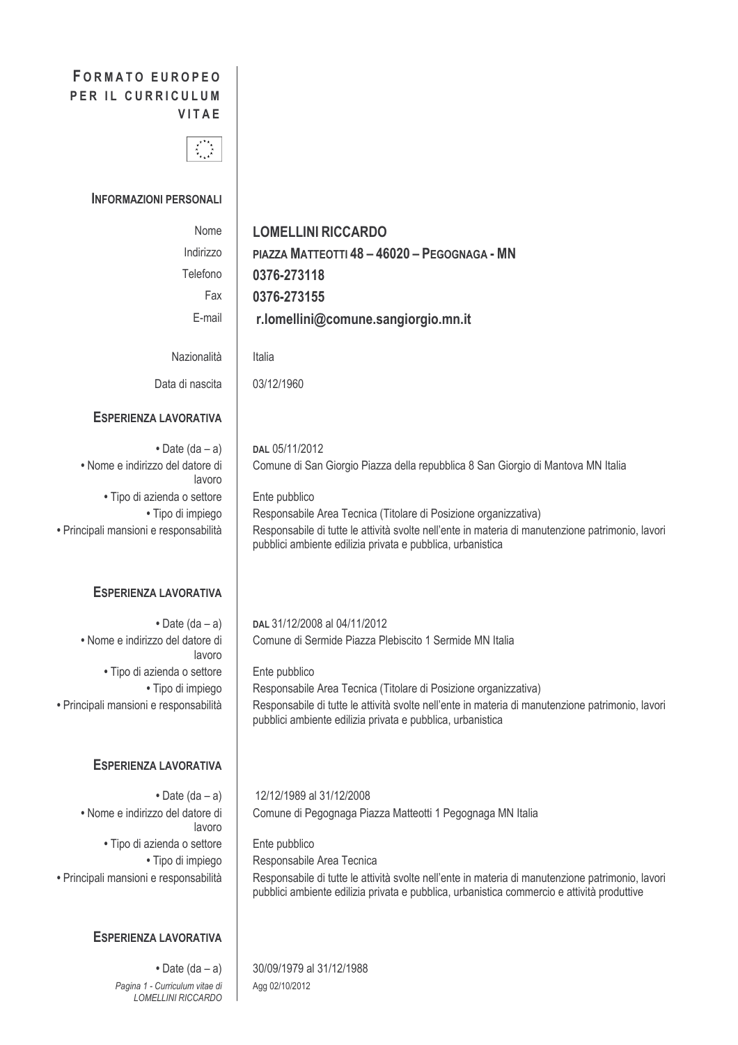# FORMATO EUROPEO PER IL CURRICULUM VITAE

## INFORMAZIONI PERSONALI

| | |
|---|---|
| Nome | **LOMELLINI RICCARDO** |
| Indirizzo | **PIAZZA MATTEOTTI 48 – 46020 – PEGOGNAGA - MN** |
| Telefono | **0376-273118** |
| Fax | **0376-273155** |
| E-mail | **r.lomellini@comune.sangiorgio.mn.it** |
| Nazionalità | Italia |
| Data di nascita | 03/12/1960 |

## ESPERIENZA LAVORATIVA

| | |
|---|---|
| • Date (da – a) | DAL 05/11/2012 |
| • Nome e indirizzo del datore di lavoro | Comune di San Giorgio Piazza della repubblica 8 San Giorgio di Mantova MN Italia |
| • Tipo di azienda o settore | Ente pubblico |
| • Tipo di impiego | Responsabile Area Tecnica (Titolare di Posizione organizzativa) |
| • Principali mansioni e responsabilità | Responsabile di tutte le attività svolte nell'ente in materia di manutenzione patrimonio, lavori pubblici ambiente edilizia privata e pubblica, urbanistica |

## ESPERIENZA LAVORATIVA

| | |
|---|---|
| • Date (da – a) | DAL 31/12/2008 al 04/11/2012 |
| • Nome e indirizzo del datore di lavoro | Comune di Sermide Piazza Plebiscito 1 Sermide MN Italia |
| • Tipo di azienda o settore | Ente pubblico |
| • Tipo di impiego | Responsabile Area Tecnica (Titolare di Posizione organizzativa) |
| • Principali mansioni e responsabilità | Responsabile di tutte le attività svolte nell'ente in materia di manutenzione patrimonio, lavori pubblici ambiente edilizia privata e pubblica, urbanistica |

## ESPERIENZA LAVORATIVA

| | |
|---|---|
| • Date (da – a) | 12/12/1989 al 31/12/2008 |
| • Nome e indirizzo del datore di lavoro | Comune di Pegognaga Piazza Matteotti 1 Pegognaga MN Italia |
| • Tipo di azienda o settore | Ente pubblico |
| • Tipo di impiego | Responsabile Area Tecnica |
| • Principali mansioni e responsabilità | Responsabile di tutte le attività svolte nell'ente in materia di manutenzione patrimonio, lavori pubblici ambiente edilizia privata e pubblica, urbanistica commercio e attività produttive |

## ESPERIENZA LAVORATIVA

| | |
|---|---|
| • Date (da – a) | 30/09/1979 al 31/12/1988 |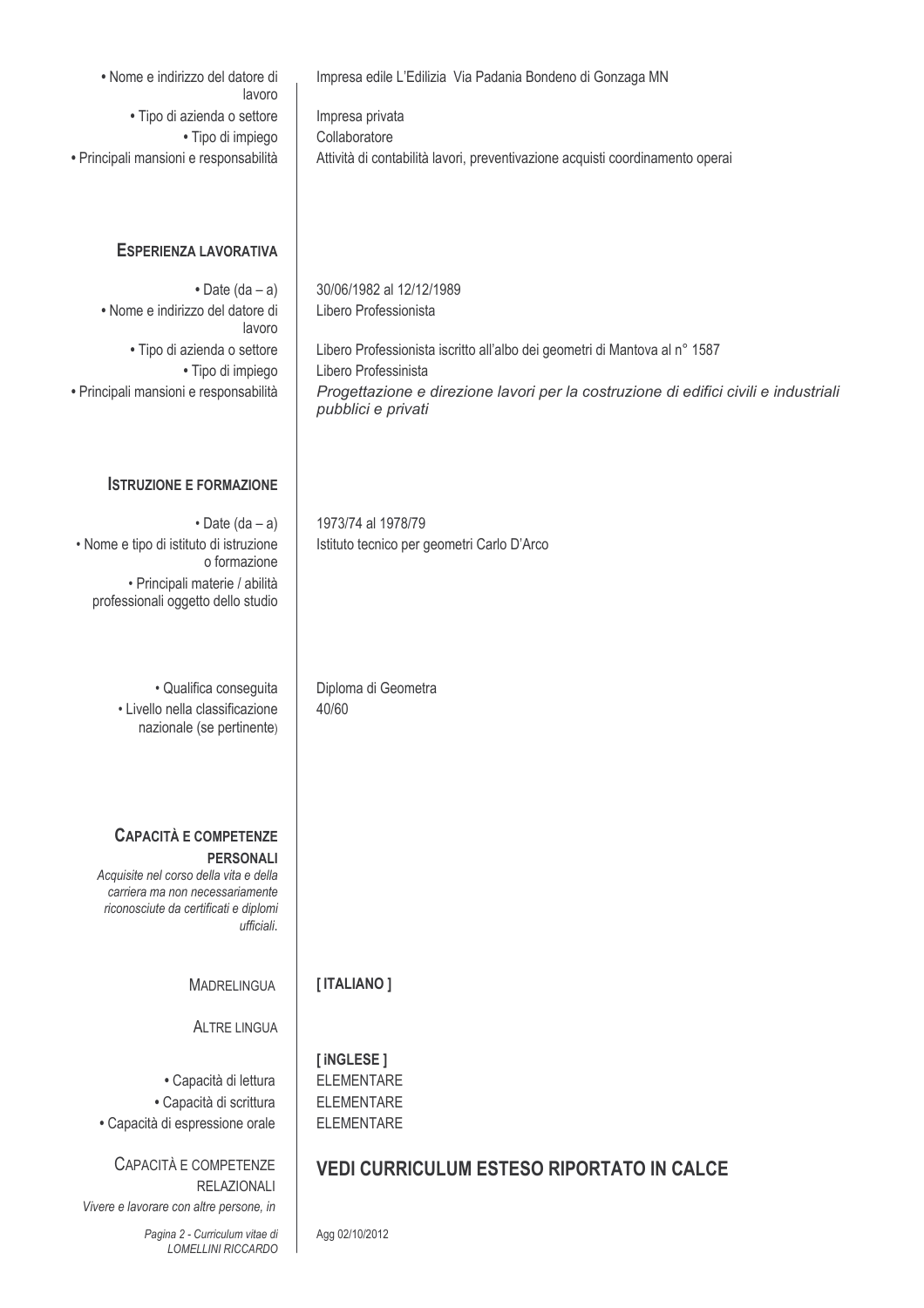| | |
|---|---|
| • Nome e indirizzo del datore di lavoro | Impresa edile L'Edilizia Via Padania Bondeno di Gonzaga MN |
| • Tipo di azienda o settore | Impresa privata |
| • Tipo di impiego | Collaboratore |
| • Principali mansioni e responsabilità | Attività di contabilità lavori, preventivazione acquisti coordinamento operai |

## ESPERIENZA LAVORATIVA

| | |
|---|---|
| • Date (da – a) | 30/06/1982 al 12/12/1989 |
| • Nome e indirizzo del datore di lavoro | Libero Professionista |
| • Tipo di azienda o settore | Libero Professionista iscritto all'albo dei geometri di Mantova al n° 1587 |
| • Tipo di impiego | Libero Professinista |
| • Principali mansioni e responsabilità | *Progettazione e direzione lavori per la costruzione di edifici civili e industriali pubblici e privati* |

## ISTRUZIONE E FORMAZIONE

| | |
|---|---|
| • Date (da – a) | 1973/74 al 1978/79 |
| • Nome e tipo di istituto di istruzione o formazione | Istituto tecnico per geometri Carlo D'Arco |
| • Principali materie / abilità professionali oggetto dello studio | |
| • Qualifica conseguita | Diploma di Geometra |
| • Livello nella classificazione nazionale (se pertinente) | 40/60 |

## CAPACITÀ E COMPETENZE PERSONALI

*Acquisite nel corso della vita e della carriera ma non necessariamente riconosciute da certificati e diplomi ufficiali.*

MADRELINGUA **[ ITALIANO ]**

ALTRE LINGUA

**[ iNGLESE ]**

| | |
|---|---|
| • Capacità di lettura | ELEMENTARE |
| • Capacità di scrittura | ELEMENTARE |
| • Capacità di espressione orale | ELEMENTARE |

CAPACITÀ E COMPETENZE RELAZIONALI

*Vivere e lavorare con altre persone, in*

## VEDI CURRICULUM ESTESO RIPORTATO IN CALCE

Agg 02/10/2012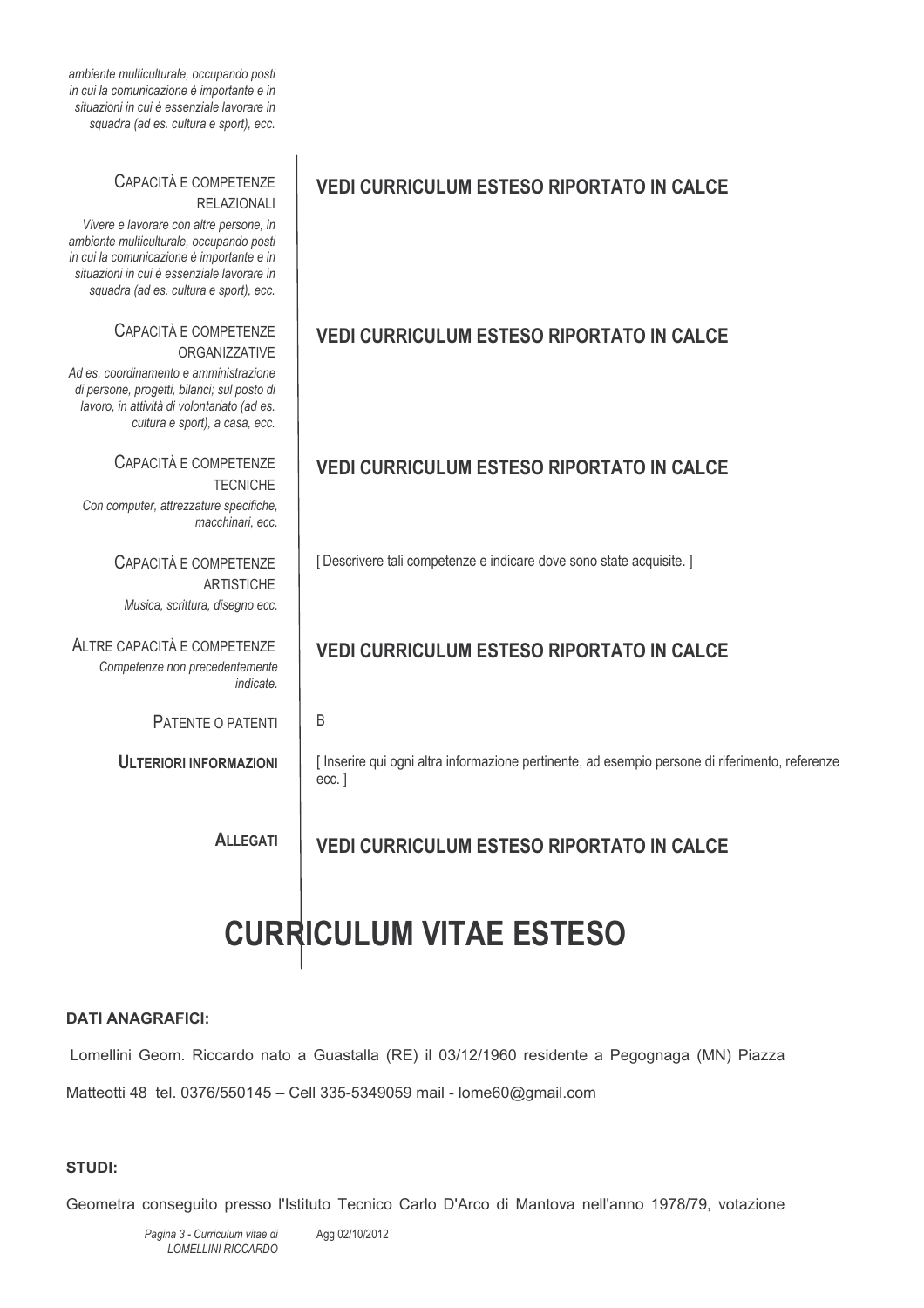*ambiente multiculturale, occupando posti in cui la comunicazione è importante e in situazioni in cui è essenziale lavorare in squadra (ad es. cultura e sport), ecc.*

| | |
|---|---|
| CAPACITÀ E COMPETENZE RELAZIONALI<br>*Vivere e lavorare con altre persone, in ambiente multiculturale, occupando posti in cui la comunicazione è importante e in situazioni in cui è essenziale lavorare in squadra (ad es. cultura e sport), ecc.* | **VEDI CURRICULUM ESTESO RIPORTATO IN CALCE** |
| CAPACITÀ E COMPETENZE ORGANIZZATIVE<br>*Ad es. coordinamento e amministrazione di persone, progetti, bilanci; sul posto di lavoro, in attività di volontariato (ad es. cultura e sport), a casa, ecc.* | **VEDI CURRICULUM ESTESO RIPORTATO IN CALCE** |
| CAPACITÀ E COMPETENZE TECNICHE<br>*Con computer, attrezzature specifiche, macchinari, ecc.* | **VEDI CURRICULUM ESTESO RIPORTATO IN CALCE** |
| CAPACITÀ E COMPETENZE ARTISTICHE<br>*Musica, scrittura, disegno ecc.* | [ Descrivere tali competenze e indicare dove sono state acquisite. ] |
| ALTRE CAPACITÀ E COMPETENZE<br>*Competenze non precedentemente indicate.* | **VEDI CURRICULUM ESTESO RIPORTATO IN CALCE** |
| PATENTE O PATENTI | B |
| **ULTERIORI INFORMAZIONI** | [ Inserire qui ogni altra informazione pertinente, ad esempio persone di riferimento, referenze ecc. ] |
| **ALLEGATI** | **VEDI CURRICULUM ESTESO RIPORTATO IN CALCE** |

# CURRICULUM VITAE ESTESO

**DATI ANAGRAFICI:**

Lomellini Geom. Riccardo nato a Guastalla (RE) il 03/12/1960 residente a Pegognaga (MN) Piazza Matteotti 48 tel. 0376/550145 – Cell 335-5349059 mail - lome60@gmail.com

**STUDI:**

Geometra conseguito presso l'Istituto Tecnico Carlo D'Arco di Mantova nell'anno 1978/79, votazione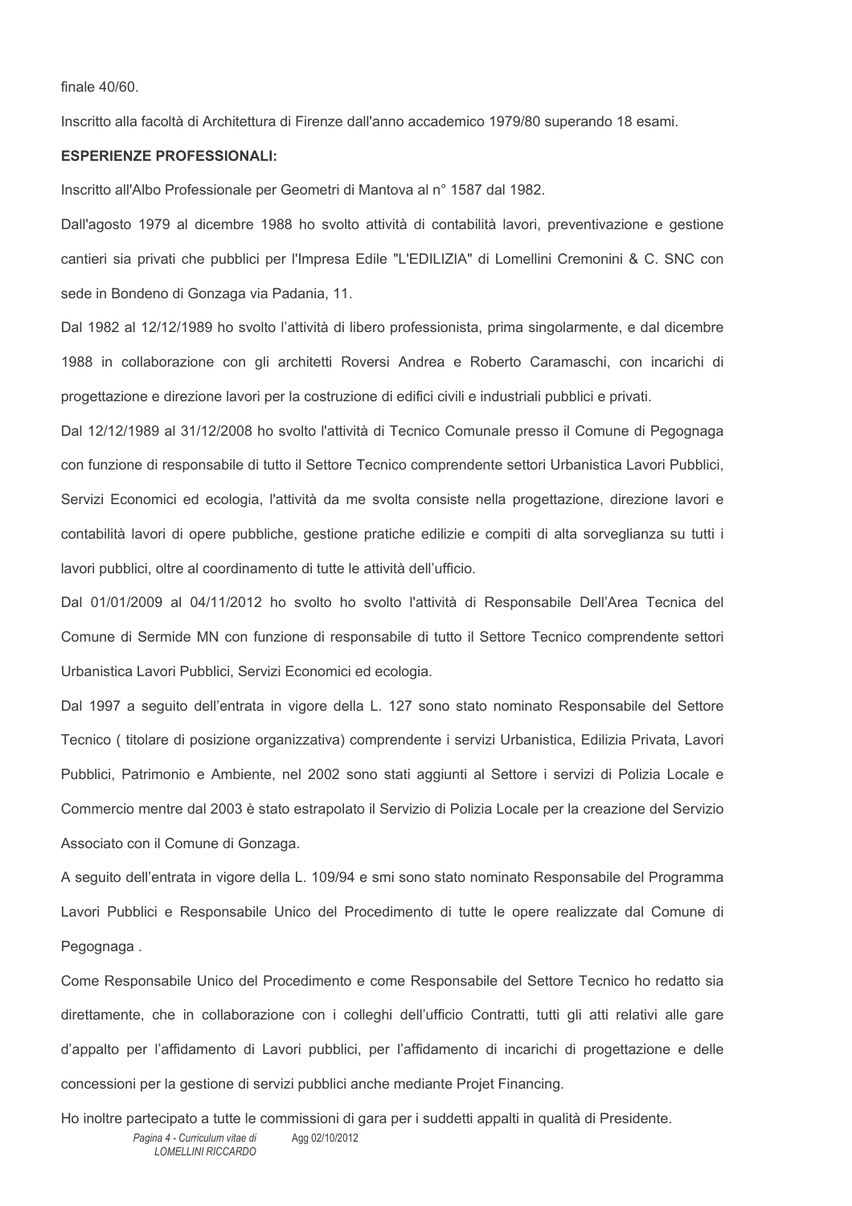finale 40/60.

Inscritto alla facoltà di Architettura di Firenze dall'anno accademico 1979/80 superando 18 esami.

**ESPERIENZE PROFESSIONALI:**

Inscritto all'Albo Professionale per Geometri di Mantova al n° 1587 dal 1982.

Dall'agosto 1979 al dicembre 1988 ho svolto attività di contabilità lavori, preventivazione e gestione cantieri sia privati che pubblici per l'Impresa Edile "L'EDILIZIA" di Lomellini Cremonini & C. SNC con sede in Bondeno di Gonzaga via Padania, 11.

Dal 1982 al 12/12/1989 ho svolto l'attività di libero professionista, prima singolarmente, e dal dicembre 1988 in collaborazione con gli architetti Roversi Andrea e Roberto Caramaschi, con incarichi di progettazione e direzione lavori per la costruzione di edifici civili e industriali pubblici e privati.

Dal 12/12/1989 al 31/12/2008 ho svolto l'attività di Tecnico Comunale presso il Comune di Pegognaga con funzione di responsabile di tutto il Settore Tecnico comprendente settori Urbanistica Lavori Pubblici, Servizi Economici ed ecologia, l'attività da me svolta consiste nella progettazione, direzione lavori e contabilità lavori di opere pubbliche, gestione pratiche edilizie e compiti di alta sorveglianza su tutti i lavori pubblici, oltre al coordinamento di tutte le attività dell'ufficio.

Dal 01/01/2009 al 04/11/2012 ho svolto ho svolto l'attività di Responsabile Dell'Area Tecnica del Comune di Sermide MN con funzione di responsabile di tutto il Settore Tecnico comprendente settori Urbanistica Lavori Pubblici, Servizi Economici ed ecologia.

Dal 1997 a seguito dell'entrata in vigore della L. 127 sono stato nominato Responsabile del Settore Tecnico ( titolare di posizione organizzativa) comprendente i servizi Urbanistica, Edilizia Privata, Lavori Pubblici, Patrimonio e Ambiente, nel 2002 sono stati aggiunti al Settore i servizi di Polizia Locale e Commercio mentre dal 2003 è stato estrapolato il Servizio di Polizia Locale per la creazione del Servizio Associato con il Comune di Gonzaga.

A seguito dell'entrata in vigore della L. 109/94 e smi sono stato nominato Responsabile del Programma Lavori Pubblici e Responsabile Unico del Procedimento di tutte le opere realizzate dal Comune di Pegognaga .

Come Responsabile Unico del Procedimento e come Responsabile del Settore Tecnico ho redatto sia direttamente, che in collaborazione con i colleghi dell'ufficio Contratti, tutti gli atti relativi alle gare d'appalto per l'affidamento di Lavori pubblici, per l'affidamento di incarichi di progettazione e delle concessioni per la gestione di servizi pubblici anche mediante Projet Financing.

Ho inoltre partecipato a tutte le commissioni di gara per i suddetti appalti in qualità di Presidente.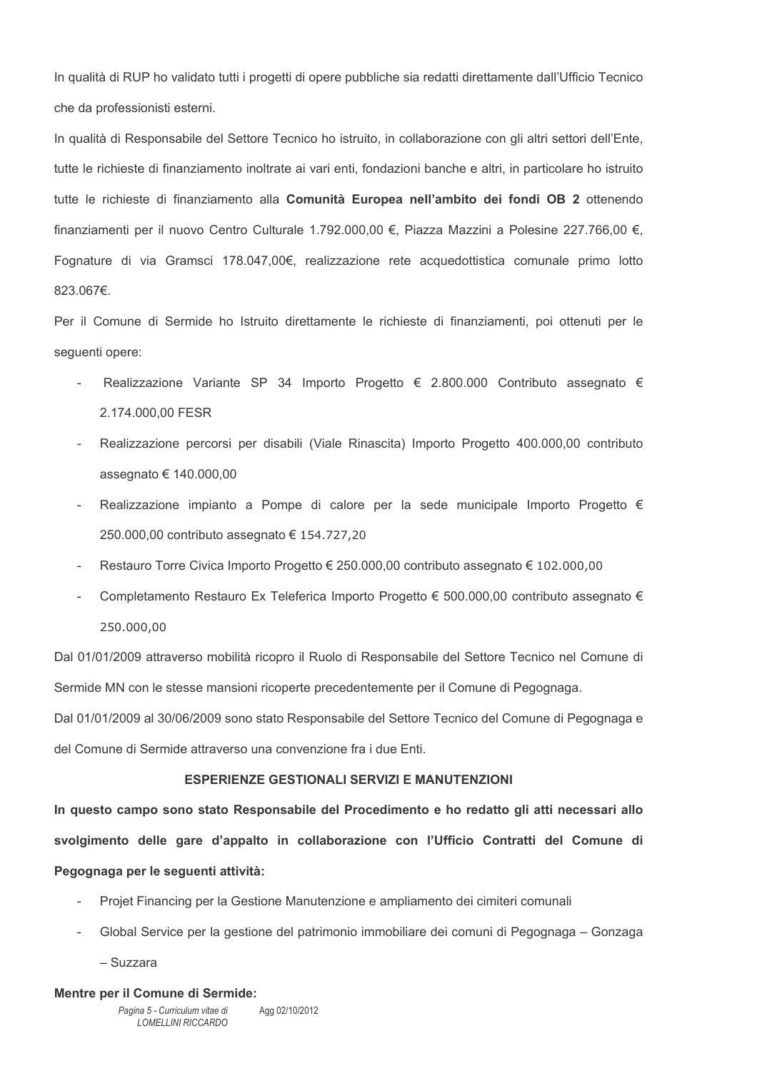In qualità di RUP ho validato tutti i progetti di opere pubbliche sia redatti direttamente dall'Ufficio Tecnico che da professionisti esterni.

In qualità di Responsabile del Settore Tecnico ho istruito, in collaborazione con gli altri settori dell'Ente, tutte le richieste di finanziamento inoltrate ai vari enti, fondazioni banche e altri, in particolare ho istruito tutte le richieste di finanziamento alla **Comunità Europea nell'ambito dei fondi OB 2** ottenendo finanziamenti per il nuovo Centro Culturale 1.792.000,00 €, Piazza Mazzini a Polesine 227.766,00 €, Fognature di via Gramsci 178.047,00€, realizzazione rete acquedottistica comunale primo lotto 823.067€.

Per il Comune di Sermide ho Istruito direttamente le richieste di finanziamenti, poi ottenuti per le seguenti opere:

- Realizzazione Variante SP 34 Importo Progetto € 2.800.000 Contributo assegnato € 2.174.000,00 FESR
- Realizzazione percorsi per disabili (Viale Rinascita) Importo Progetto 400.000,00 contributo assegnato € 140.000,00
- Realizzazione impianto a Pompe di calore per la sede municipale Importo Progetto € 250.000,00 contributo assegnato € 154.727,20
- Restauro Torre Civica Importo Progetto € 250.000,00 contributo assegnato € 102.000,00
- Completamento Restauro Ex Teleferica Importo Progetto € 500.000,00 contributo assegnato € 250.000,00

Dal 01/01/2009 attraverso mobilità ricopro il Ruolo di Responsabile del Settore Tecnico nel Comune di Sermide MN con le stesse mansioni ricoperte precedentemente per il Comune di Pegognaga.

Dal 01/01/2009 al 30/06/2009 sono stato Responsabile del Settore Tecnico del Comune di Pegognaga e del Comune di Sermide attraverso una convenzione fra i due Enti.

## ESPERIENZE GESTIONALI SERVIZI E MANUTENZIONI

**In questo campo sono stato Responsabile del Procedimento e ho redatto gli atti necessari allo svolgimento delle gare d'appalto in collaborazione con l'Ufficio Contratti del Comune di Pegognaga per le seguenti attività:**

- Projet Financing per la Gestione Manutenzione e ampliamento dei cimiteri comunali
- Global Service per la gestione del patrimonio immobiliare dei comuni di Pegognaga – Gonzaga – Suzzara

**Mentre per il Comune di Sermide:**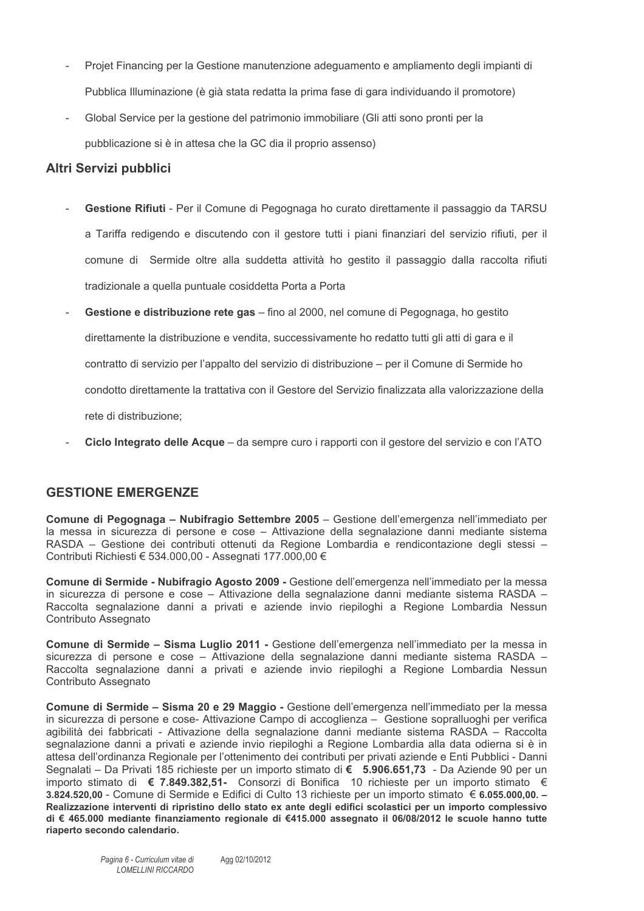- Projet Financing per la Gestione manutenzione adeguamento e ampliamento degli impianti di Pubblica Illuminazione (è già stata redatta la prima fase di gara individuando il promotore)
- Global Service per la gestione del patrimonio immobiliare (Gli atti sono pronti per la pubblicazione si è in attesa che la GC dia il proprio assenso)

### Altri Servizi pubblici

- **Gestione Rifiuti** - Per il Comune di Pegognaga ho curato direttamente il passaggio da TARSU a Tariffa redigendo e discutendo con il gestore tutti i piani finanziari del servizio rifiuti, per il comune di Sermide oltre alla suddetta attività ho gestito il passaggio dalla raccolta rifiuti tradizionale a quella puntuale cosiddetta Porta a Porta
- **Gestione e distribuzione rete gas** – fino al 2000, nel comune di Pegognaga, ho gestito direttamente la distribuzione e vendita, successivamente ho redatto tutti gli atti di gara e il contratto di servizio per l'appalto del servizio di distribuzione – per il Comune di Sermide ho condotto direttamente la trattativa con il Gestore del Servizio finalizzata alla valorizzazione della rete di distribuzione;
- **Ciclo Integrato delle Acque** – da sempre curo i rapporti con il gestore del servizio e con l'ATO

## GESTIONE EMERGENZE

**Comune di Pegognaga – Nubifragio Settembre 2005** – Gestione dell'emergenza nell'immediato per la messa in sicurezza di persone e cose – Attivazione della segnalazione danni mediante sistema RASDA – Gestione dei contributi ottenuti da Regione Lombardia e rendicontazione degli stessi – Contributi Richiesti € 534.000,00 - Assegnati 177.000,00 €

**Comune di Sermide - Nubifragio Agosto 2009 -** Gestione dell'emergenza nell'immediato per la messa in sicurezza di persone e cose – Attivazione della segnalazione danni mediante sistema RASDA – Raccolta segnalazione danni a privati e aziende invio riepiloghi a Regione Lombardia Nessun Contributo Assegnato

**Comune di Sermide – Sisma Luglio 2011 -** Gestione dell'emergenza nell'immediato per la messa in sicurezza di persone e cose – Attivazione della segnalazione danni mediante sistema RASDA – Raccolta segnalazione danni a privati e aziende invio riepiloghi a Regione Lombardia Nessun Contributo Assegnato

**Comune di Sermide – Sisma 20 e 29 Maggio -** Gestione dell'emergenza nell'immediato per la messa in sicurezza di persone e cose- Attivazione Campo di accoglienza – Gestione sopralluoghi per verifica agibilità dei fabbricati - Attivazione della segnalazione danni mediante sistema RASDA – Raccolta segnalazione danni a privati e aziende invio riepiloghi a Regione Lombardia alla data odierna si è in attesa dell'ordinanza Regionale per l'ottenimento dei contributi per privati aziende e Enti Pubblici - Danni Segnalati – Da Privati 185 richieste per un importo stimato di **€ 5.906.651,73** - Da Aziende 90 per un importo stimato di **€ 7.849.382,51-** Consorzi di Bonifica 10 richieste per un importo stimato € **3.824.520,00** - Comune di Sermide e Edifici di Culto 13 richieste per un importo stimato € **6.055.000,00. – Realizzazione interventi di ripristino dello stato ex ante degli edifici scolastici per un importo complessivo di € 465.000 mediante finanziamento regionale di €415.000 assegnato il 06/08/2012 le scuole hanno tutte riaperto secondo calendario.**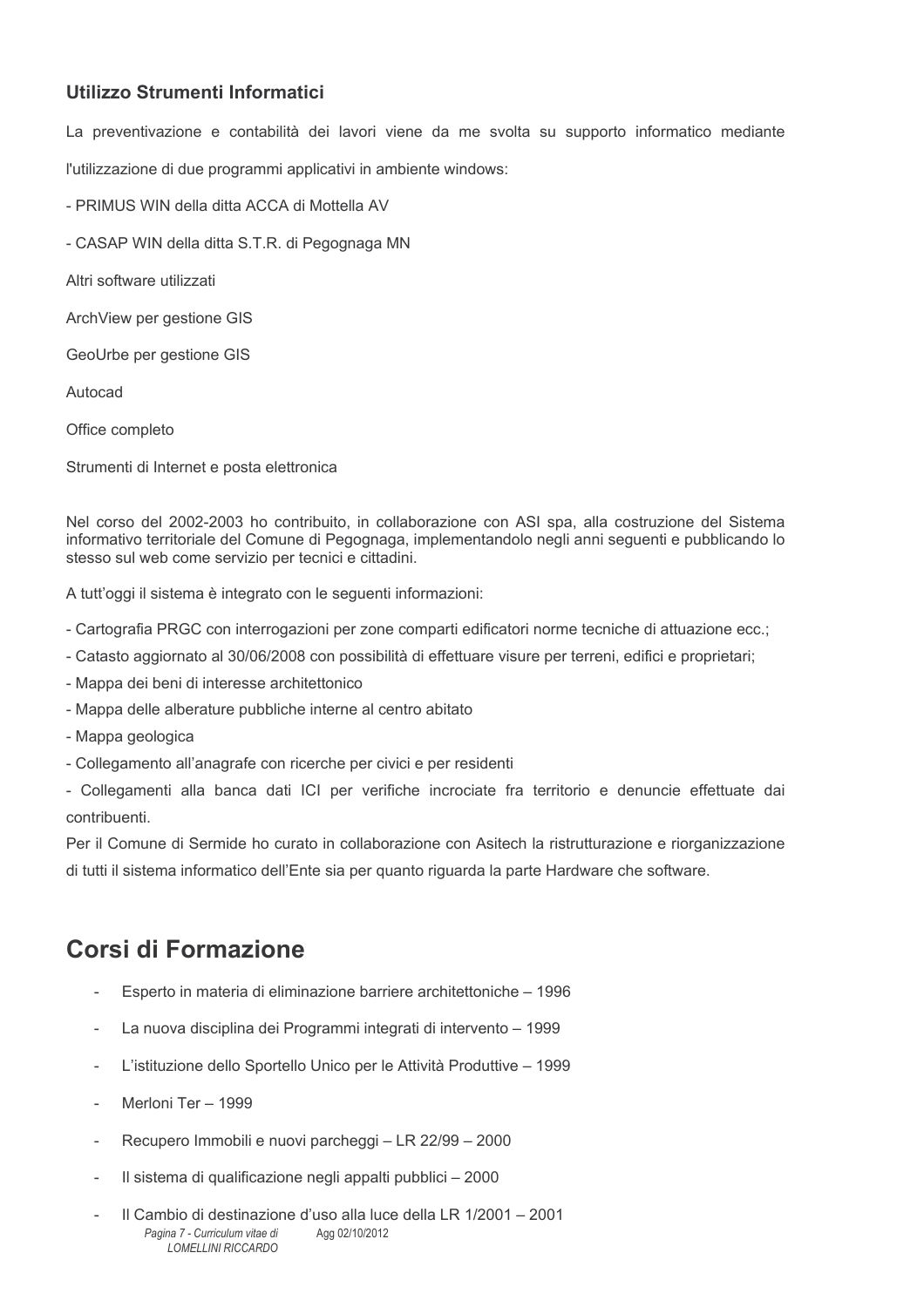### Utilizzo Strumenti Informatici

La preventivazione e contabilità dei lavori viene da me svolta su supporto informatico mediante l'utilizzazione di due programmi applicativi in ambiente windows:

- PRIMUS WIN della ditta ACCA di Mottella AV
- CASAP WIN della ditta S.T.R. di Pegognaga MN

Altri software utilizzati

ArchView per gestione GIS

GeoUrbe per gestione GIS

Autocad

Office completo

Strumenti di Internet e posta elettronica

Nel corso del 2002-2003 ho contribuito, in collaborazione con ASI spa, alla costruzione del Sistema informativo territoriale del Comune di Pegognaga, implementandolo negli anni seguenti e pubblicando lo stesso sul web come servizio per tecnici e cittadini.

A tutt'oggi il sistema è integrato con le seguenti informazioni:

- Cartografia PRGC con interrogazioni per zone comparti edificatori norme tecniche di attuazione ecc.;
- Catasto aggiornato al 30/06/2008 con possibilità di effettuare visure per terreni, edifici e proprietari;
- Mappa dei beni di interesse architettonico
- Mappa delle alberature pubbliche interne al centro abitato
- Mappa geologica
- Collegamento all'anagrafe con ricerche per civici e per residenti
- Collegamenti alla banca dati ICI per verifiche incrociate fra territorio e denuncie effettuate dai contribuenti.

Per il Comune di Sermide ho curato in collaborazione con Asitech la ristrutturazione e riorganizzazione di tutti il sistema informatico dell'Ente sia per quanto riguarda la parte Hardware che software.

## Corsi di Formazione

- Esperto in materia di eliminazione barriere architettoniche – 1996
- La nuova disciplina dei Programmi integrati di intervento – 1999
- L'istituzione dello Sportello Unico per le Attività Produttive – 1999
- Merloni Ter – 1999
- Recupero Immobili e nuovi parcheggi – LR 22/99 – 2000
- Il sistema di qualificazione negli appalti pubblici – 2000
- Il Cambio di destinazione d'uso alla luce della LR 1/2001 – 2001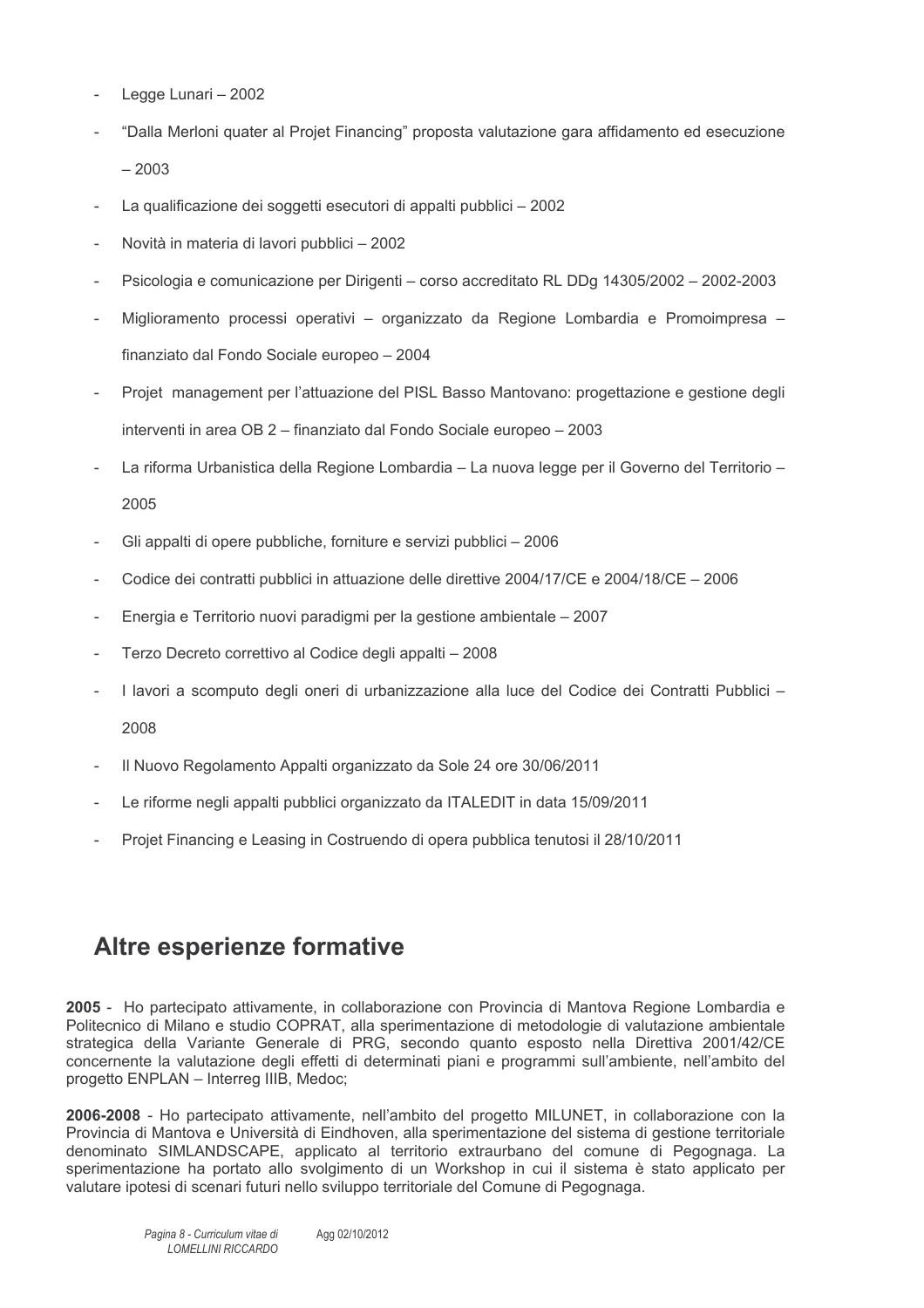- Legge Lunari – 2002
- "Dalla Merloni quater al Projet Financing" proposta valutazione gara affidamento ed esecuzione – 2003
- La qualificazione dei soggetti esecutori di appalti pubblici – 2002
- Novità in materia di lavori pubblici – 2002
- Psicologia e comunicazione per Dirigenti – corso accreditato RL DDg 14305/2002 – 2002-2003
- Miglioramento processi operativi – organizzato da Regione Lombardia e Promoimpresa – finanziato dal Fondo Sociale europeo – 2004
- Projet management per l'attuazione del PISL Basso Mantovano: progettazione e gestione degli interventi in area OB 2 – finanziato dal Fondo Sociale europeo – 2003
- La riforma Urbanistica della Regione Lombardia – La nuova legge per il Governo del Territorio – 2005
- Gli appalti di opere pubbliche, forniture e servizi pubblici – 2006
- Codice dei contratti pubblici in attuazione delle direttive 2004/17/CE e 2004/18/CE – 2006
- Energia e Territorio nuovi paradigmi per la gestione ambientale – 2007
- Terzo Decreto correttivo al Codice degli appalti – 2008
- I lavori a scomputo degli oneri di urbanizzazione alla luce del Codice dei Contratti Pubblici – 2008
- Il Nuovo Regolamento Appalti organizzato da Sole 24 ore 30/06/2011
- Le riforme negli appalti pubblici organizzato da ITALEDIT in data 15/09/2011
- Projet Financing e Leasing in Costruendo di opera pubblica tenutosi il 28/10/2011

## Altre esperienze formative

**2005** - Ho partecipato attivamente, in collaborazione con Provincia di Mantova Regione Lombardia e Politecnico di Milano e studio COPRAT, alla sperimentazione di metodologie di valutazione ambientale strategica della Variante Generale di PRG, secondo quanto esposto nella Direttiva 2001/42/CE concernente la valutazione degli effetti di determinati piani e programmi sull'ambiente, nell'ambito del progetto ENPLAN – Interreg IIIB, Medoc;

**2006-2008** - Ho partecipato attivamente, nell'ambito del progetto MILUNET, in collaborazione con la Provincia di Mantova e Università di Eindhoven, alla sperimentazione del sistema di gestione territoriale denominato SIMLANDSCAPE, applicato al territorio extraurbano del comune di Pegognaga. La sperimentazione ha portato allo svolgimento di un Workshop in cui il sistema è stato applicato per valutare ipotesi di scenari futuri nello sviluppo territoriale del Comune di Pegognaga.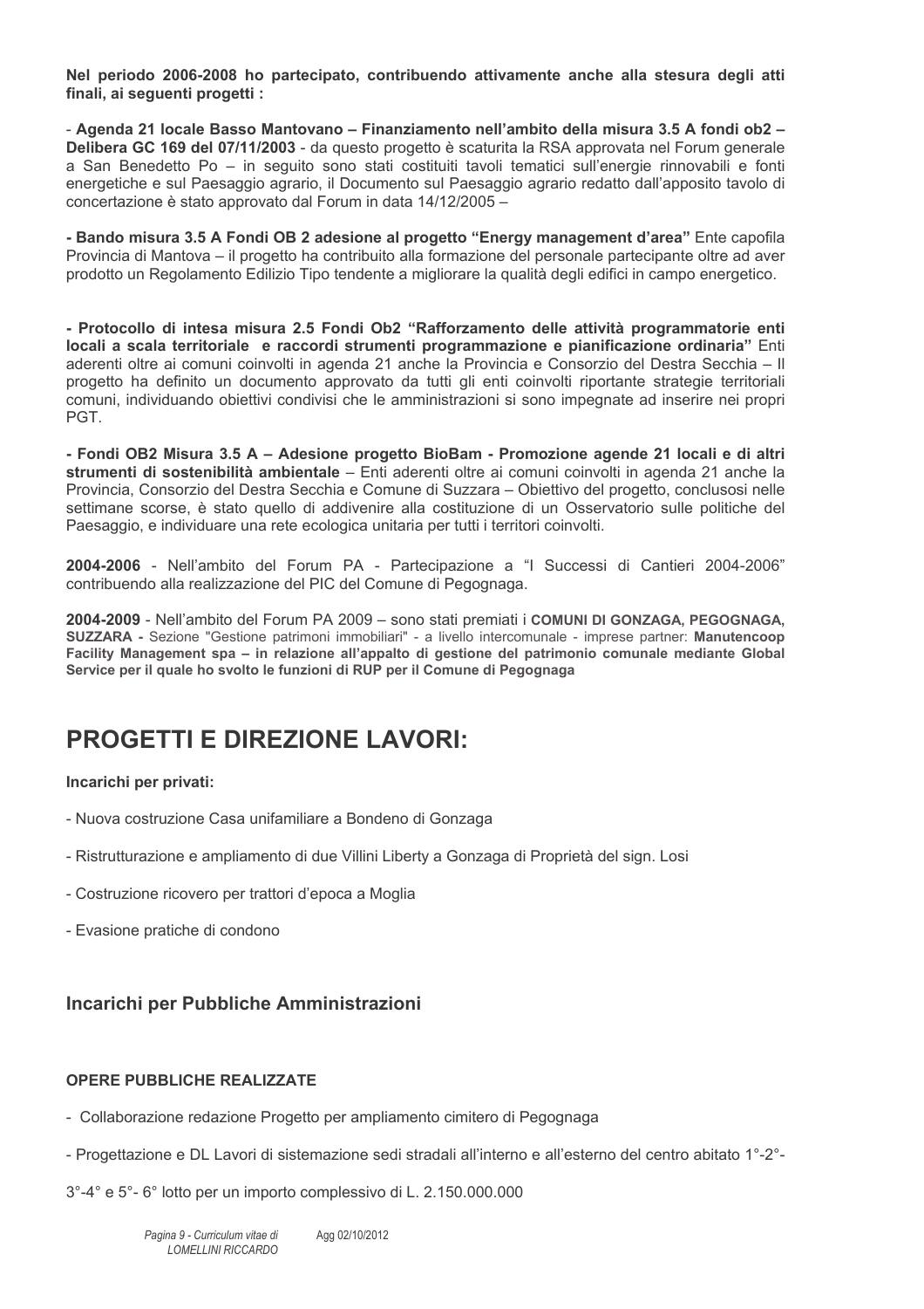**Nel periodo 2006-2008 ho partecipato, contribuendo attivamente anche alla stesura degli atti finali, ai seguenti progetti :**

- **Agenda 21 locale Basso Mantovano – Finanziamento nell'ambito della misura 3.5 A fondi ob2 – Delibera GC 169 del 07/11/2003** - da questo progetto è scaturita la RSA approvata nel Forum generale a San Benedetto Po – in seguito sono stati costituiti tavoli tematici sull'energie rinnovabili e fonti energetiche e sul Paesaggio agrario, il Documento sul Paesaggio agrario redatto dall'apposito tavolo di concertazione è stato approvato dal Forum in data 14/12/2005 –

- **Bando misura 3.5 A Fondi OB 2 adesione al progetto "Energy management d'area"** Ente capofila Provincia di Mantova – il progetto ha contribuito alla formazione del personale partecipante oltre ad aver prodotto un Regolamento Edilizio Tipo tendente a migliorare la qualità degli edifici in campo energetico.

- **Protocollo di intesa misura 2.5 Fondi Ob2 "Rafforzamento delle attività programmatorie enti locali a scala territoriale e raccordi strumenti programmazione e pianificazione ordinaria"** Enti aderenti oltre ai comuni coinvolti in agenda 21 anche la Provincia e Consorzio del Destra Secchia – Il progetto ha definito un documento approvato da tutti gli enti coinvolti riportante strategie territoriali comuni, individuando obiettivi condivisi che le amministrazioni si sono impegnate ad inserire nei propri PGT.

- **Fondi OB2 Misura 3.5 A – Adesione progetto BioBam - Promozione agende 21 locali e di altri strumenti di sostenibilità ambientale** – Enti aderenti oltre ai comuni coinvolti in agenda 21 anche la Provincia, Consorzio del Destra Secchia e Comune di Suzzara – Obiettivo del progetto, conclusosi nelle settimane scorse, è stato quello di addivenire alla costituzione di un Osservatorio sulle politiche del Paesaggio, e individuare una rete ecologica unitaria per tutti i territori coinvolti.

**2004-2006** - Nell'ambito del Forum PA - Partecipazione a "I Successi di Cantieri 2004-2006" contribuendo alla realizzazione del PIC del Comune di Pegognaga.

**2004-2009** - Nell'ambito del Forum PA 2009 – sono stati premiati i **COMUNI DI GONZAGA, PEGOGNAGA, SUZZARA -** Sezione "Gestione patrimoni immobiliari" - a livello intercomunale - imprese partner: **Manutencoop Facility Management spa – in relazione all'appalto di gestione del patrimonio comunale mediante Global Service per il quale ho svolto le funzioni di RUP per il Comune di Pegognaga**

# PROGETTI E DIREZIONE LAVORI:

**Incarichi per privati:**

- Nuova costruzione Casa unifamiliare a Bondeno di Gonzaga
- Ristrutturazione e ampliamento di due Villini Liberty a Gonzaga di Proprietà del sign. Losi
- Costruzione ricovero per trattori d'epoca a Moglia
- Evasione pratiche di condono

## Incarichi per Pubbliche Amministrazioni

**OPERE PUBBLICHE REALIZZATE**

- Collaborazione redazione Progetto per ampliamento cimitero di Pegognaga
- Progettazione e DL Lavori di sistemazione sedi stradali all'interno e all'esterno del centro abitato 1°-2°-3°-4° e 5°- 6° lotto per un importo complessivo di L. 2.150.000.000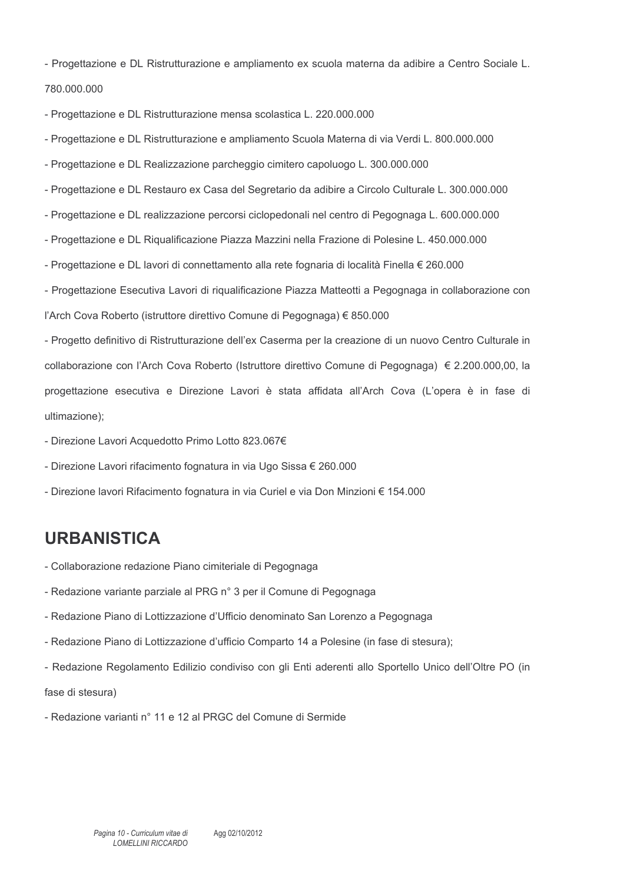- Progettazione e DL Ristrutturazione e ampliamento ex scuola materna da adibire a Centro Sociale L. 780.000.000

- Progettazione e DL Ristrutturazione mensa scolastica L. 220.000.000

- Progettazione e DL Ristrutturazione e ampliamento Scuola Materna di via Verdi L. 800.000.000

- Progettazione e DL Realizzazione parcheggio cimitero capoluogo L. 300.000.000

- Progettazione e DL Restauro ex Casa del Segretario da adibire a Circolo Culturale L. 300.000.000

- Progettazione e DL realizzazione percorsi ciclopedonali nel centro di Pegognaga L. 600.000.000

- Progettazione e DL Riqualificazione Piazza Mazzini nella Frazione di Polesine L. 450.000.000

- Progettazione e DL lavori di connettamento alla rete fognaria di località Finella € 260.000

- Progettazione Esecutiva Lavori di riqualificazione Piazza Matteotti a Pegognaga in collaborazione con l'Arch Cova Roberto (istruttore direttivo Comune di Pegognaga) € 850.000

- Progetto definitivo di Ristrutturazione dell'ex Caserma per la creazione di un nuovo Centro Culturale in collaborazione con l'Arch Cova Roberto (Istruttore direttivo Comune di Pegognaga) € 2.200.000,00, la progettazione esecutiva e Direzione Lavori è stata affidata all'Arch Cova (L'opera è in fase di ultimazione);

- Direzione Lavori Acquedotto Primo Lotto 823.067€

- Direzione Lavori rifacimento fognatura in via Ugo Sissa € 260.000

- Direzione lavori Rifacimento fognatura in via Curiel e via Don Minzioni € 154.000

## URBANISTICA

- Collaborazione redazione Piano cimiteriale di Pegognaga

- Redazione variante parziale al PRG n° 3 per il Comune di Pegognaga

- Redazione Piano di Lottizzazione d'Ufficio denominato San Lorenzo a Pegognaga

- Redazione Piano di Lottizzazione d'ufficio Comparto 14 a Polesine (in fase di stesura);

- Redazione Regolamento Edilizio condiviso con gli Enti aderenti allo Sportello Unico dell'Oltre PO (in fase di stesura)

- Redazione varianti n° 11 e 12 al PRGC del Comune di Sermide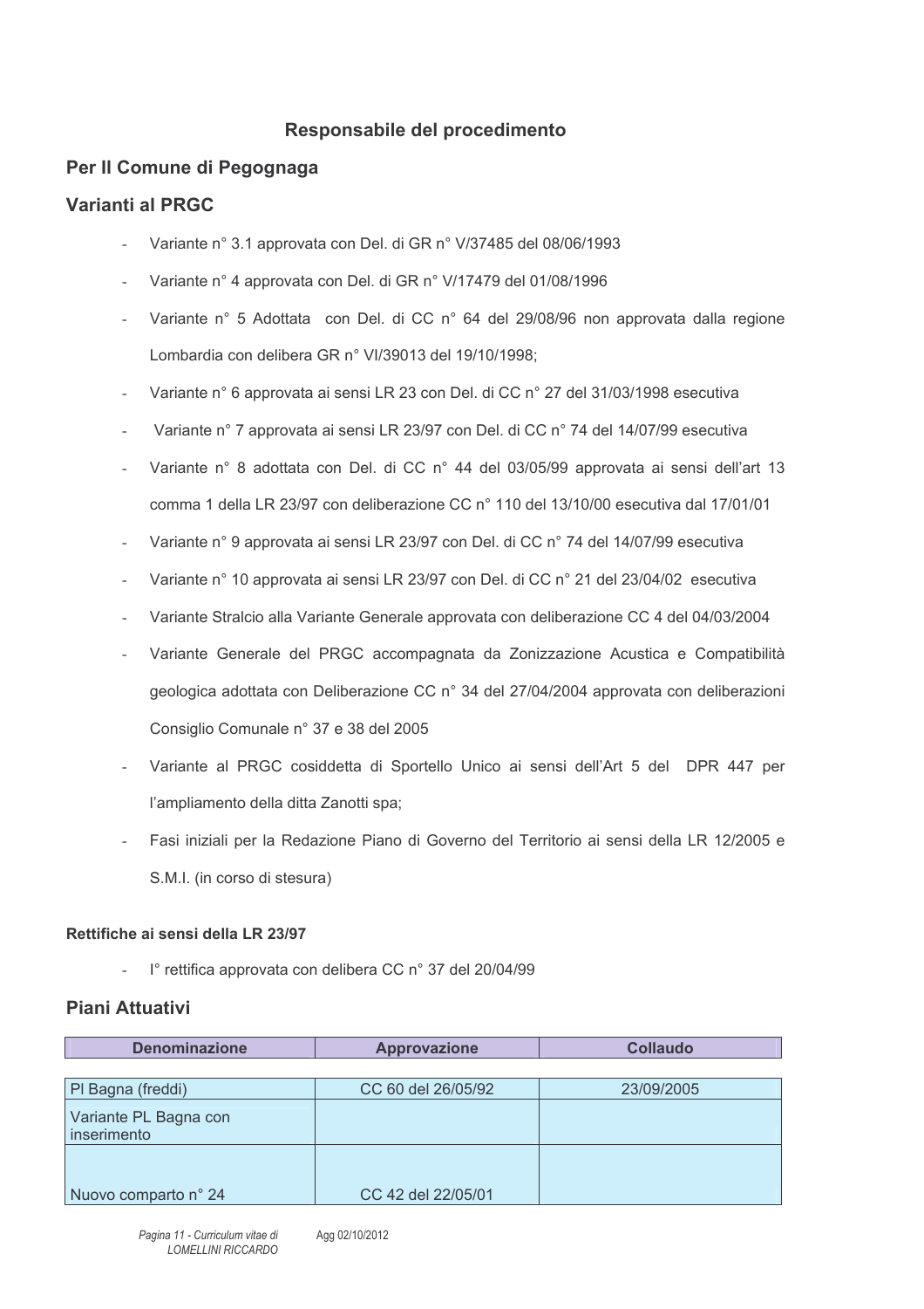## Responsabile del procedimento

### Per Il Comune di Pegognaga

### Varianti al PRGC

- Variante n° 3.1 approvata con Del. di GR n° V/37485 del 08/06/1993
- Variante n° 4 approvata con Del. di GR n° V/17479 del 01/08/1996
- Variante n° 5 Adottata con Del. di CC n° 64 del 29/08/96 non approvata dalla regione Lombardia con delibera GR n° VI/39013 del 19/10/1998;
- Variante n° 6 approvata ai sensi LR 23 con Del. di CC n° 27 del 31/03/1998 esecutiva
- Variante n° 7 approvata ai sensi LR 23/97 con Del. di CC n° 74 del 14/07/99 esecutiva
- Variante n° 8 adottata con Del. di CC n° 44 del 03/05/99 approvata ai sensi dell'art 13 comma 1 della LR 23/97 con deliberazione CC n° 110 del 13/10/00 esecutiva dal 17/01/01
- Variante n° 9 approvata ai sensi LR 23/97 con Del. di CC n° 74 del 14/07/99 esecutiva
- Variante n° 10 approvata ai sensi LR 23/97 con Del. di CC n° 21 del 23/04/02 esecutiva
- Variante Stralcio alla Variante Generale approvata con deliberazione CC 4 del 04/03/2004
- Variante Generale del PRGC accompagnata da Zonizzazione Acustica e Compatibilità geologica adottata con Deliberazione CC n° 34 del 27/04/2004 approvata con deliberazioni Consiglio Comunale n° 37 e 38 del 2005
- Variante al PRGC cosiddetta di Sportello Unico ai sensi dell'Art 5 del DPR 447 per l'ampliamento della ditta Zanotti spa;
- Fasi iniziali per la Redazione Piano di Governo del Territorio ai sensi della LR 12/2005 e S.M.I. (in corso di stesura)

#### Rettifiche ai sensi della LR 23/97

- I° rettifica approvata con delibera CC n° 37 del 20/04/99

### Piani Attuativi

| Denominazione | Approvazione | Collaudo |
|---|---|---|
| Pl Bagna (freddi) | CC 60 del 26/05/92 | 23/09/2005 |
| Variante PL Bagna con inserimento | | |
| Nuovo comparto n° 24 | CC 42 del 22/05/01 | |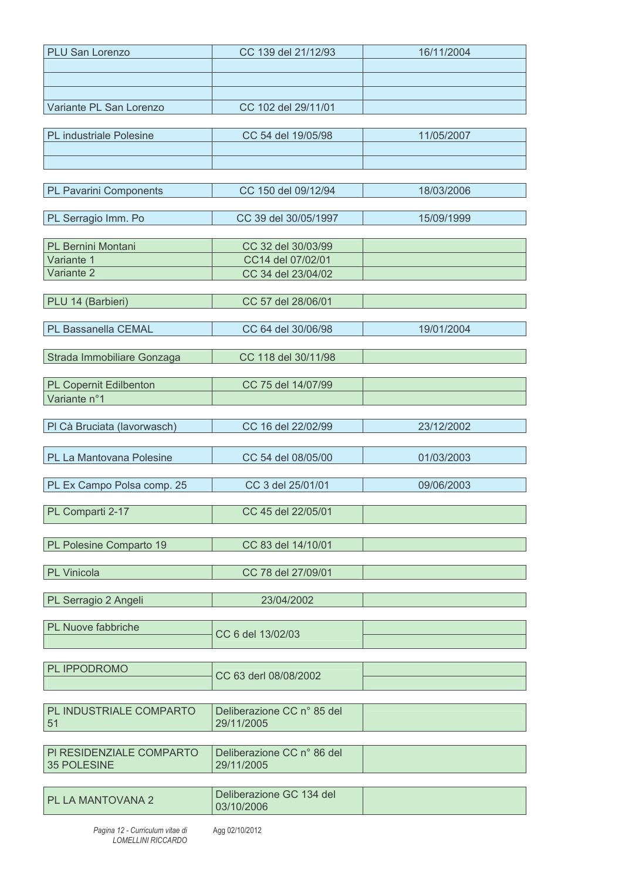| | | |
|---|---|---|
| PLU San Lorenzo | CC 139 del 21/12/93 | 16/11/2004 |
| | | |
| | | |
| | | |
| Variante PL San Lorenzo | CC 102 del 29/11/01 | |

| | | |
|---|---|---|
| PL industriale Polesine | CC 54 del 19/05/98 | 11/05/2007 |
| | | |
| | | |

| | | |
|---|---|---|
| PL Pavarini Components | CC 150 del 09/12/94 | 18/03/2006 |

| | | |
|---|---|---|
| PL Serragio Imm. Po | CC 39 del 30/05/1997 | 15/09/1999 |

| | | |
|---|---|---|
| PL Bernini Montani | CC 32 del 30/03/99 | |
| Variante 1 | CC14 del 07/02/01 | |
| Variante 2 | CC 34 del 23/04/02 | |

| | | |
|---|---|---|
| PLU 14 (Barbieri) | CC 57 del 28/06/01 | |

| | | |
|---|---|---|
| PL Bassanella CEMAL | CC 64 del 30/06/98 | 19/01/2004 |

| | | |
|---|---|---|
| Strada Immobiliare Gonzaga | CC 118 del 30/11/98 | |

| | | |
|---|---|---|
| PL Copernit Edilbenton | CC 75 del 14/07/99 | |
| Variante n°1 | | |

| | | |
|---|---|---|
| Pl Cà Bruciata (lavorwasch) | CC 16 del 22/02/99 | 23/12/2002 |

| | | |
|---|---|---|
| PL La Mantovana Polesine | CC 54 del 08/05/00 | 01/03/2003 |

| | | |
|---|---|---|
| PL Ex Campo Polsa comp. 25 | CC 3 del 25/01/01 | 09/06/2003 |

| | | |
|---|---|---|
| PL Comparti 2-17 | CC 45 del 22/05/01 | |

| | | |
|---|---|---|
| PL Polesine Comparto 19 | CC 83 del 14/10/01 | |

| | | |
|---|---|---|
| PL Vinicola | CC 78 del 27/09/01 | |

| | | |
|---|---|---|
| PL Serragio 2 Angeli | 23/04/2002 | |

| | | |
|---|---|---|
| PL Nuove fabbriche | CC 6 del 13/02/03 | |
| | | |

| | | |
|---|---|---|
| PL IPPODROMO | CC 63 derl 08/08/2002 | |
| | | |

| | | |
|---|---|---|
| PL INDUSTRIALE COMPARTO 51 | Deliberazione CC n° 85 del 29/11/2005 | |

| | | |
|---|---|---|
| PI RESIDENZIALE COMPARTO 35 POLESINE | Deliberazione CC n° 86 del 29/11/2005 | |

| | | |
|---|---|---|
| PL LA MANTOVANA 2 | Deliberazione GC 134 del 03/10/2006 | |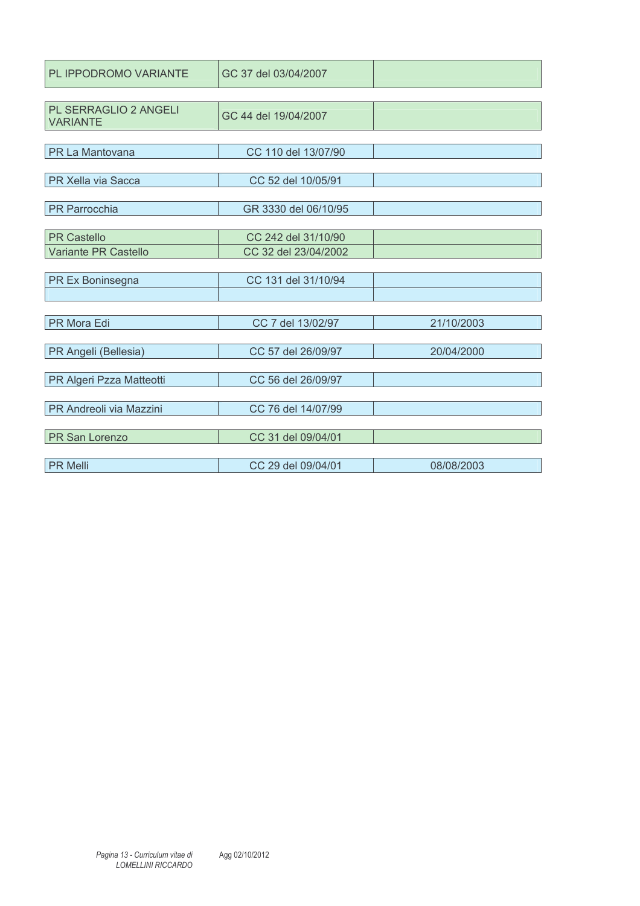| | | |
|---|---|---|
| PL IPPODROMO VARIANTE | GC 37 del 03/04/2007 | |
| PL SERRAGLIO 2 ANGELI VARIANTE | GC 44 del 19/04/2007 | |
| PR La Mantovana | CC 110 del 13/07/90 | |
| PR Xella via Sacca | CC 52 del 10/05/91 | |
| PR Parrocchia | GR 3330 del 06/10/95 | |
| PR Castello | CC 242 del 31/10/90 | |
| Variante PR Castello | CC 32 del 23/04/2002 | |
| PR Ex Boninsegna | CC 131 del 31/10/94 | |
| | | |
| PR Mora Edi | CC 7 del 13/02/97 | 21/10/2003 |
| PR Angeli (Bellesia) | CC 57 del 26/09/97 | 20/04/2000 |
| PR Algeri Pzza Matteotti | CC 56 del 26/09/97 | |
| PR Andreoli via Mazzini | CC 76 del 14/07/99 | |
| PR San Lorenzo | CC 31 del 09/04/01 | |
| PR Melli | CC 29 del 09/04/01 | 08/08/2003 |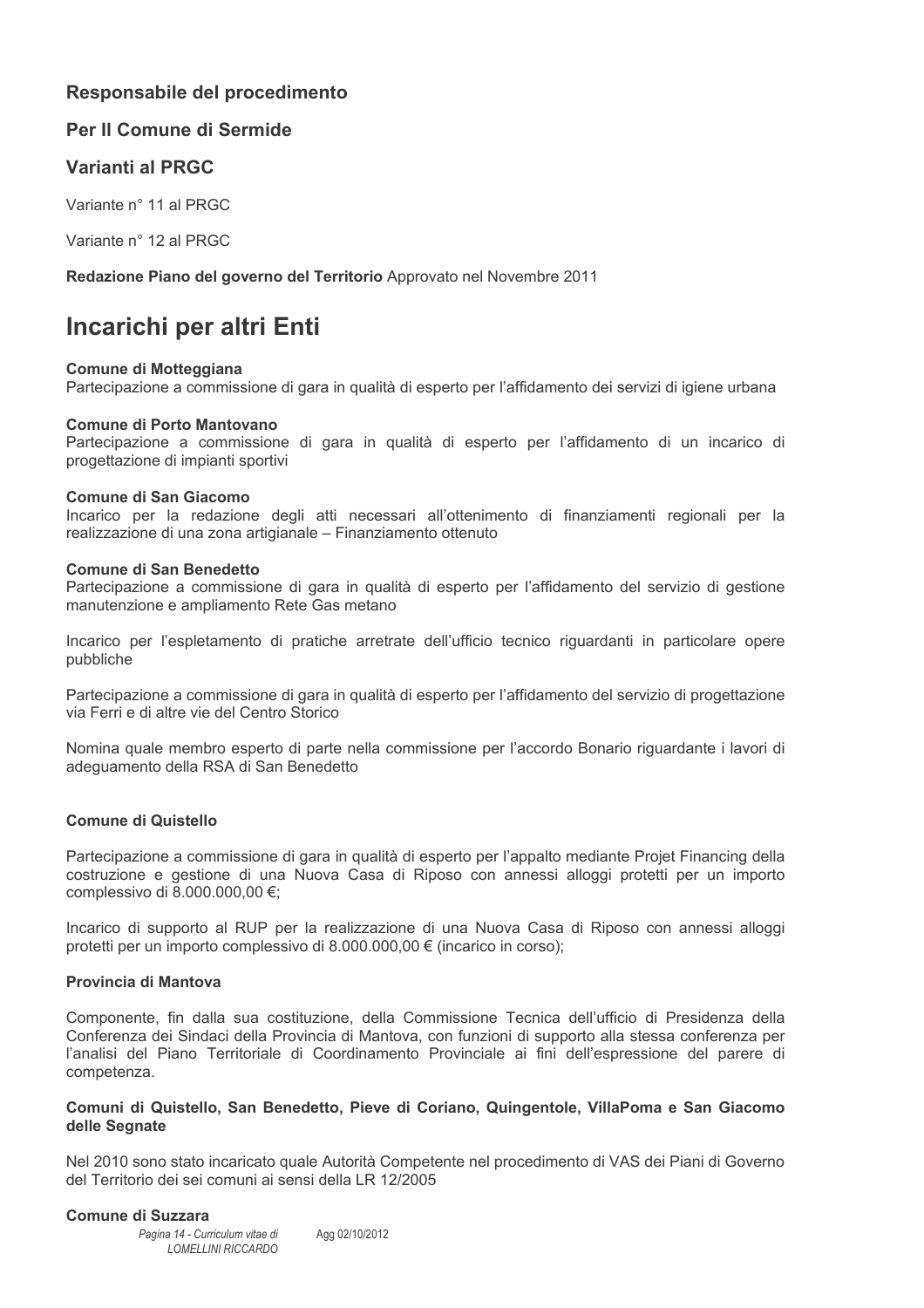### Responsabile del procedimento

### Per Il Comune di Sermide

### Varianti al PRGC

Variante n° 11 al PRGC

Variante n° 12 al PRGC

**Redazione Piano del governo del Territorio** Approvato nel Novembre 2011

## Incarichi per altri Enti

**Comune di Motteggiana**
Partecipazione a commissione di gara in qualità di esperto per l'affidamento dei servizi di igiene urbana

**Comune di Porto Mantovano**
Partecipazione a commissione di gara in qualità di esperto per l'affidamento di un incarico di progettazione di impianti sportivi

**Comune di San Giacomo**
Incarico per la redazione degli atti necessari all'ottenimento di finanziamenti regionali per la realizzazione di una zona artigianale – Finanziamento ottenuto

**Comune di San Benedetto**
Partecipazione a commissione di gara in qualità di esperto per l'affidamento del servizio di gestione manutenzione e ampliamento Rete Gas metano

Incarico per l'espletamento di pratiche arretrate dell'ufficio tecnico riguardanti in particolare opere pubbliche

Partecipazione a commissione di gara in qualità di esperto per l'affidamento del servizio di progettazione via Ferri e di altre vie del Centro Storico

Nomina quale membro esperto di parte nella commissione per l'accordo Bonario riguardante i lavori di adeguamento della RSA di San Benedetto

**Comune di Quistello**

Partecipazione a commissione di gara in qualità di esperto per l'appalto mediante Projet Financing della costruzione e gestione di una Nuova Casa di Riposo con annessi alloggi protetti per un importo complessivo di 8.000.000,00 €;

Incarico di supporto al RUP per la realizzazione di una Nuova Casa di Riposo con annessi alloggi protetti per un importo complessivo di 8.000.000,00 € (incarico in corso);

**Provincia di Mantova**

Componente, fin dalla sua costituzione, della Commissione Tecnica dell'ufficio di Presidenza della Conferenza dei Sindaci della Provincia di Mantova, con funzioni di supporto alla stessa conferenza per l'analisi del Piano Territoriale di Coordinamento Provinciale ai fini dell'espressione del parere di competenza.

**Comuni di Quistello, San Benedetto, Pieve di Coriano, Quingentole, VillaPoma e San Giacomo delle Segnate**

Nel 2010 sono stato incaricato quale Autorità Competente nel procedimento di VAS dei Piani di Governo del Territorio dei sei comuni ai sensi della LR 12/2005

**Comune di Suzzara**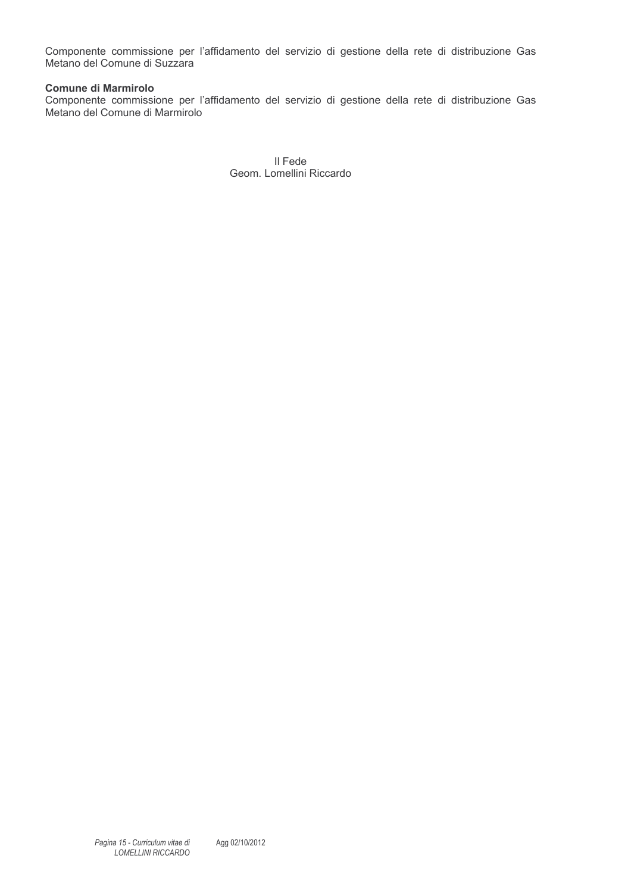Componente commissione per l’affidamento del servizio di gestione della rete di distribuzione Gas Metano del Comune di Suzzara

**Comune di Marmirolo**
Componente commissione per l’affidamento del servizio di gestione della rete di distribuzione Gas Metano del Comune di Marmirolo

Il Fede
Geom. Lomellini Riccardo